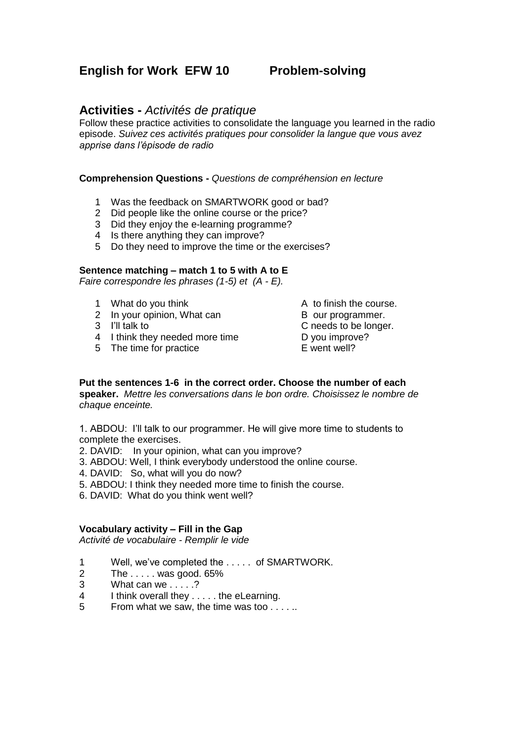## English for Work EFW 10 Problem-solving

## Activities - *Activités de pratique*

Follow these practice activities to consolidate the language you learned in the radio episode. *Suivez ces activités pratiques pour consolider la langue que vous avez apprise dans l'épisode de radio*

**Comprehension Questions -** *Questions de compréhension en lecture*

1. Was the feedback on SMARTWORK good or bad?
2. Did people like the online course or the price?
3. Did they enjoy the e-learning programme?
4. Is there anything they can improve?
5. Do they need to improve the time or the exercises?

**Sentence matching – match 1 to 5 with A to E**
*Faire correspondre les phrases (1-5) et (A - E).*

| | | | |
|---|---|---|---|
| 1 | What do you think | A | to finish the course. |
| 2 | In your opinion, What can | B | our programmer. |
| 3 | I'll talk to | C | needs to be longer. |
| 4 | I think they needed more time | D | you improve? |
| 5 | The time for practice | E | went well? |

**Put the sentences 1-6 in the correct order. Choose the number of each speaker.** *Mettre les conversations dans le bon ordre. Choisissez le nombre de chaque enceinte.*

1. ABDOU: I'll talk to our programmer. He will give more time to students to complete the exercises.
2. DAVID: In your opinion, what can you improve?
3. ABDOU: Well, I think everybody understood the online course.
4. DAVID: So, what will you do now?
5. ABDOU: I think they needed more time to finish the course.
6. DAVID: What do you think went well?

**Vocabulary activity – Fill in the Gap**
*Activité de vocabulaire - Remplir le vide*

1. Well, we've completed the . . . . . of SMARTWORK.
2. The . . . . . was good. 65%
3. What can we . . . . .?
4. I think overall they . . . . . the eLearning.
5. From what we saw, the time was too . . . . ..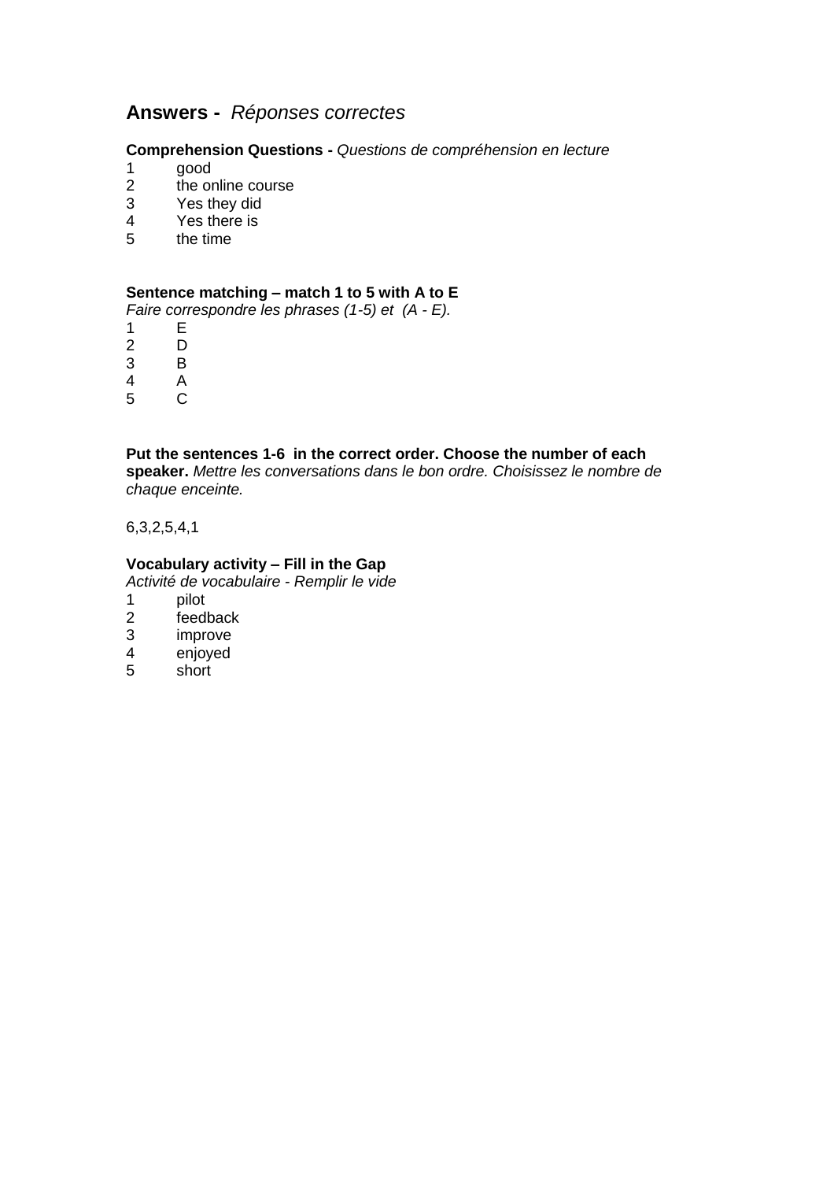## Answers - *Réponses correctes*

**Comprehension Questions -** *Questions de compréhension en lecture*

1 good
2 the online course
3 Yes they did
4 Yes there is
5 the time

**Sentence matching – match 1 to 5 with A to E**
*Faire correspondre les phrases (1-5) et (A - E).*

1 E
2 D
3 B
4 A
5 C

**Put the sentences 1-6 in the correct order. Choose the number of each speaker.** *Mettre les conversations dans le bon ordre. Choisissez le nombre de chaque enceinte.*

6,3,2,5,4,1

**Vocabulary activity – Fill in the Gap**
*Activité de vocabulaire - Remplir le vide*

1 pilot
2 feedback
3 improve
4 enjoyed
5 short